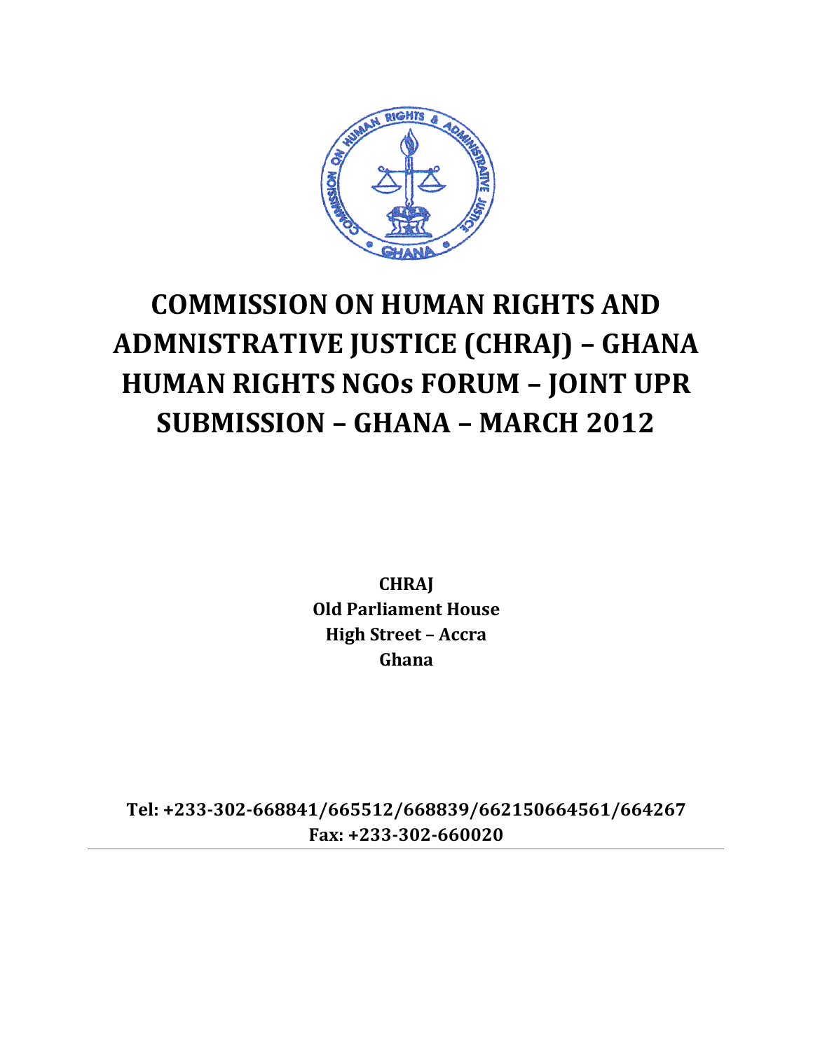# COMMISSION ON HUMAN RIGHTS AND ADMNISTRATIVE JUSTICE (CHRAJ) – GHANA HUMAN RIGHTS NGOs FORUM – JOINT UPR SUBMISSION – GHANA – MARCH 2012

**CHRAJ**
**Old Parliament House**
**High Street – Accra**
**Ghana**

**Tel: +233-302-668841/665512/668839/662150664561/664267**
**Fax: +233-302-660020**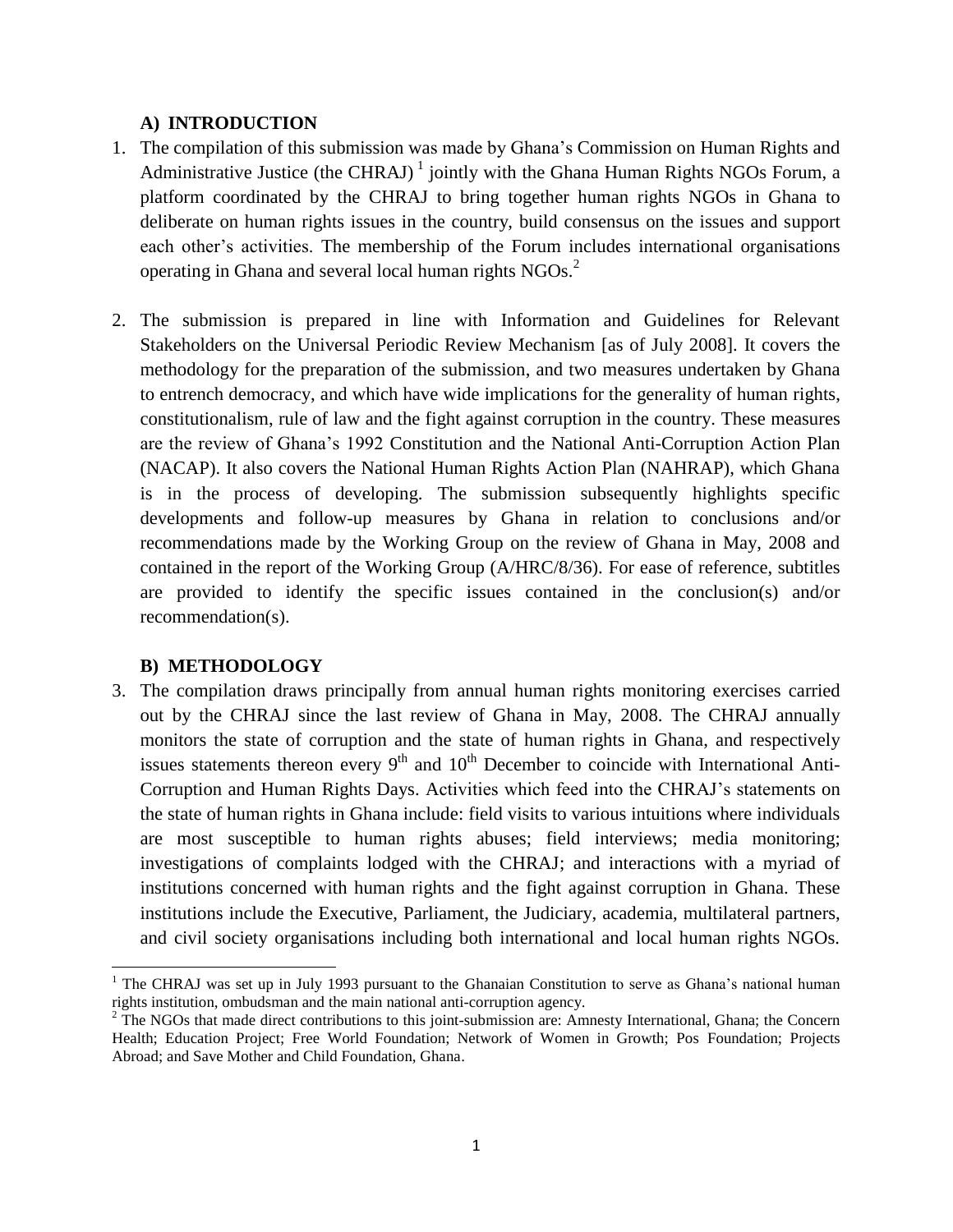## A) INTRODUCTION

1. The compilation of this submission was made by Ghana's Commission on Human Rights and Administrative Justice (the CHRAJ) [1] jointly with the Ghana Human Rights NGOs Forum, a platform coordinated by the CHRAJ to bring together human rights NGOs in Ghana to deliberate on human rights issues in the country, build consensus on the issues and support each other's activities. The membership of the Forum includes international organisations operating in Ghana and several local human rights NGOs.[2]

2. The submission is prepared in line with Information and Guidelines for Relevant Stakeholders on the Universal Periodic Review Mechanism [as of July 2008]. It covers the methodology for the preparation of the submission, and two measures undertaken by Ghana to entrench democracy, and which have wide implications for the generality of human rights, constitutionalism, rule of law and the fight against corruption in the country. These measures are the review of Ghana's 1992 Constitution and the National Anti-Corruption Action Plan (NACAP). It also covers the National Human Rights Action Plan (NAHRAP), which Ghana is in the process of developing. The submission subsequently highlights specific developments and follow-up measures by Ghana in relation to conclusions and/or recommendations made by the Working Group on the review of Ghana in May, 2008 and contained in the report of the Working Group (A/HRC/8/36). For ease of reference, subtitles are provided to identify the specific issues contained in the conclusion(s) and/or recommendation(s).

## B) METHODOLOGY

3. The compilation draws principally from annual human rights monitoring exercises carried out by the CHRAJ since the last review of Ghana in May, 2008. The CHRAJ annually monitors the state of corruption and the state of human rights in Ghana, and respectively issues statements thereon every 9th and 10th December to coincide with International Anti-Corruption and Human Rights Days. Activities which feed into the CHRAJ's statements on the state of human rights in Ghana include: field visits to various intuitions where individuals are most susceptible to human rights abuses; field interviews; media monitoring; investigations of complaints lodged with the CHRAJ; and interactions with a myriad of institutions concerned with human rights and the fight against corruption in Ghana. These institutions include the Executive, Parliament, the Judiciary, academia, multilateral partners, and civil society organisations including both international and local human rights NGOs.

---

[1] The CHRAJ was set up in July 1993 pursuant to the Ghanaian Constitution to serve as Ghana's national human rights institution, ombudsman and the main national anti-corruption agency.

[2] The NGOs that made direct contributions to this joint-submission are: Amnesty International, Ghana; the Concern Health; Education Project; Free World Foundation; Network of Women in Growth; Pos Foundation; Projects Abroad; and Save Mother and Child Foundation, Ghana.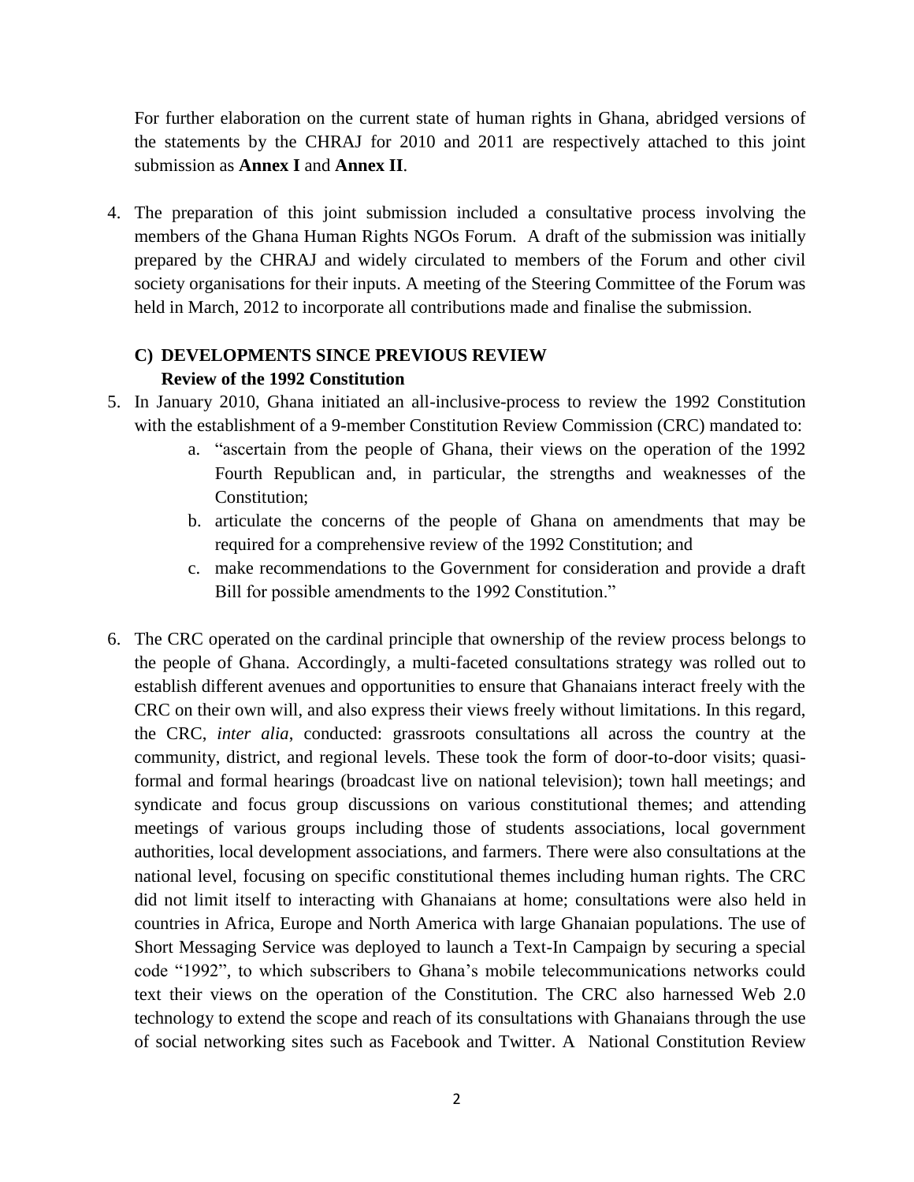For further elaboration on the current state of human rights in Ghana, abridged versions of the statements by the CHRAJ for 2010 and 2011 are respectively attached to this joint submission as **Annex I** and **Annex II**.

4. The preparation of this joint submission included a consultative process involving the members of the Ghana Human Rights NGOs Forum. A draft of the submission was initially prepared by the CHRAJ and widely circulated to members of the Forum and other civil society organisations for their inputs. A meeting of the Steering Committee of the Forum was held in March, 2012 to incorporate all contributions made and finalise the submission.

## C) DEVELOPMENTS SINCE PREVIOUS REVIEW

### Review of the 1992 Constitution

5. In January 2010, Ghana initiated an all-inclusive-process to review the 1992 Constitution with the establishment of a 9-member Constitution Review Commission (CRC) mandated to:
   a. "ascertain from the people of Ghana, their views on the operation of the 1992 Fourth Republican and, in particular, the strengths and weaknesses of the Constitution;
   b. articulate the concerns of the people of Ghana on amendments that may be required for a comprehensive review of the 1992 Constitution; and
   c. make recommendations to the Government for consideration and provide a draft Bill for possible amendments to the 1992 Constitution."

6. The CRC operated on the cardinal principle that ownership of the review process belongs to the people of Ghana. Accordingly, a multi-faceted consultations strategy was rolled out to establish different avenues and opportunities to ensure that Ghanaians interact freely with the CRC on their own will, and also express their views freely without limitations. In this regard, the CRC, *inter alia*, conducted: grassroots consultations all across the country at the community, district, and regional levels. These took the form of door-to-door visits; quasi-formal and formal hearings (broadcast live on national television); town hall meetings; and syndicate and focus group discussions on various constitutional themes; and attending meetings of various groups including those of students associations, local government authorities, local development associations, and farmers. There were also consultations at the national level, focusing on specific constitutional themes including human rights. The CRC did not limit itself to interacting with Ghanaians at home; consultations were also held in countries in Africa, Europe and North America with large Ghanaian populations. The use of Short Messaging Service was deployed to launch a Text-In Campaign by securing a special code "1992", to which subscribers to Ghana's mobile telecommunications networks could text their views on the operation of the Constitution. The CRC also harnessed Web 2.0 technology to extend the scope and reach of its consultations with Ghanaians through the use of social networking sites such as Facebook and Twitter. A National Constitution Review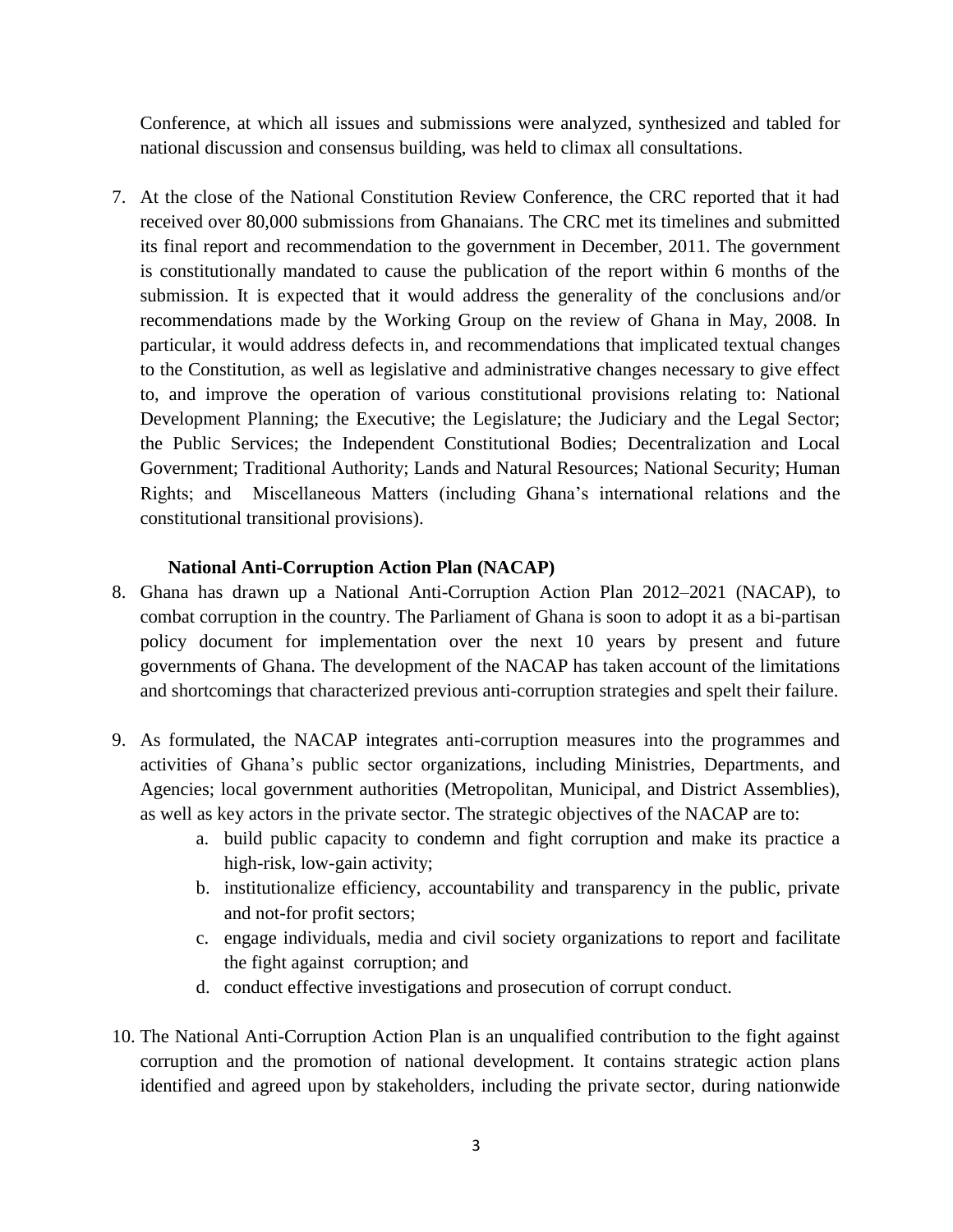Conference, at which all issues and submissions were analyzed, synthesized and tabled for national discussion and consensus building, was held to climax all consultations.

7. At the close of the National Constitution Review Conference, the CRC reported that it had received over 80,000 submissions from Ghanaians. The CRC met its timelines and submitted its final report and recommendation to the government in December, 2011. The government is constitutionally mandated to cause the publication of the report within 6 months of the submission. It is expected that it would address the generality of the conclusions and/or recommendations made by the Working Group on the review of Ghana in May, 2008. In particular, it would address defects in, and recommendations that implicated textual changes to the Constitution, as well as legislative and administrative changes necessary to give effect to, and improve the operation of various constitutional provisions relating to: National Development Planning; the Executive; the Legislature; the Judiciary and the Legal Sector; the Public Services; the Independent Constitutional Bodies; Decentralization and Local Government; Traditional Authority; Lands and Natural Resources; National Security; Human Rights; and Miscellaneous Matters (including Ghana's international relations and the constitutional transitional provisions).

**National Anti-Corruption Action Plan (NACAP)**

8. Ghana has drawn up a National Anti-Corruption Action Plan 2012–2021 (NACAP), to combat corruption in the country. The Parliament of Ghana is soon to adopt it as a bi-partisan policy document for implementation over the next 10 years by present and future governments of Ghana. The development of the NACAP has taken account of the limitations and shortcomings that characterized previous anti-corruption strategies and spelt their failure.

9. As formulated, the NACAP integrates anti-corruption measures into the programmes and activities of Ghana's public sector organizations, including Ministries, Departments, and Agencies; local government authorities (Metropolitan, Municipal, and District Assemblies), as well as key actors in the private sector. The strategic objectives of the NACAP are to:
   a. build public capacity to condemn and fight corruption and make its practice a high-risk, low-gain activity;
   b. institutionalize efficiency, accountability and transparency in the public, private and not-for profit sectors;
   c. engage individuals, media and civil society organizations to report and facilitate the fight against corruption; and
   d. conduct effective investigations and prosecution of corrupt conduct.

10. The National Anti-Corruption Action Plan is an unqualified contribution to the fight against corruption and the promotion of national development. It contains strategic action plans identified and agreed upon by stakeholders, including the private sector, during nationwide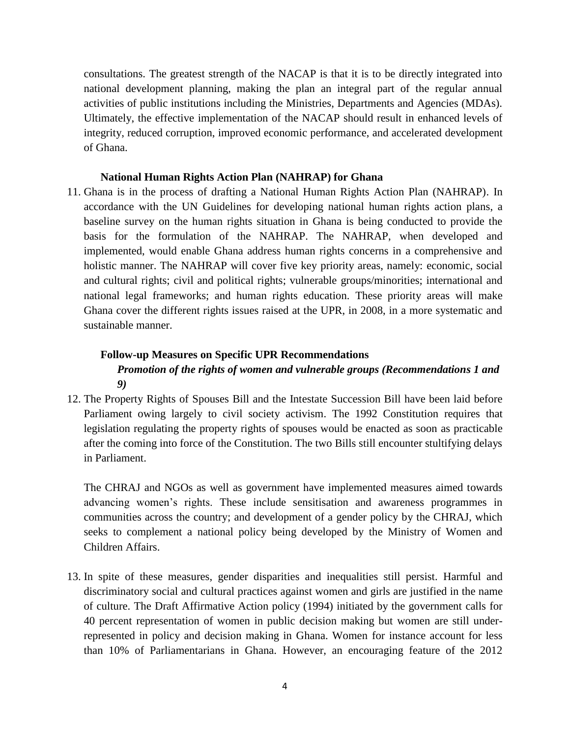consultations. The greatest strength of the NACAP is that it is to be directly integrated into national development planning, making the plan an integral part of the regular annual activities of public institutions including the Ministries, Departments and Agencies (MDAs). Ultimately, the effective implementation of the NACAP should result in enhanced levels of integrity, reduced corruption, improved economic performance, and accelerated development of Ghana.

**National Human Rights Action Plan (NAHRAP) for Ghana**

11. Ghana is in the process of drafting a National Human Rights Action Plan (NAHRAP). In accordance with the UN Guidelines for developing national human rights action plans, a baseline survey on the human rights situation in Ghana is being conducted to provide the basis for the formulation of the NAHRAP. The NAHRAP, when developed and implemented, would enable Ghana address human rights concerns in a comprehensive and holistic manner. The NAHRAP will cover five key priority areas, namely: economic, social and cultural rights; civil and political rights; vulnerable groups/minorities; international and national legal frameworks; and human rights education. These priority areas will make Ghana cover the different rights issues raised at the UPR, in 2008, in a more systematic and sustainable manner.

**Follow-up Measures on Specific UPR Recommendations**

***Promotion of the rights of women and vulnerable groups (Recommendations 1 and 9)***

12. The Property Rights of Spouses Bill and the Intestate Succession Bill have been laid before Parliament owing largely to civil society activism. The 1992 Constitution requires that legislation regulating the property rights of spouses would be enacted as soon as practicable after the coming into force of the Constitution. The two Bills still encounter stultifying delays in Parliament.

    The CHRAJ and NGOs as well as government have implemented measures aimed towards advancing women's rights. These include sensitisation and awareness programmes in communities across the country; and development of a gender policy by the CHRAJ, which seeks to complement a national policy being developed by the Ministry of Women and Children Affairs.

13. In spite of these measures, gender disparities and inequalities still persist. Harmful and discriminatory social and cultural practices against women and girls are justified in the name of culture. The Draft Affirmative Action policy (1994) initiated by the government calls for 40 percent representation of women in public decision making but women are still under-represented in policy and decision making in Ghana. Women for instance account for less than 10% of Parliamentarians in Ghana. However, an encouraging feature of the 2012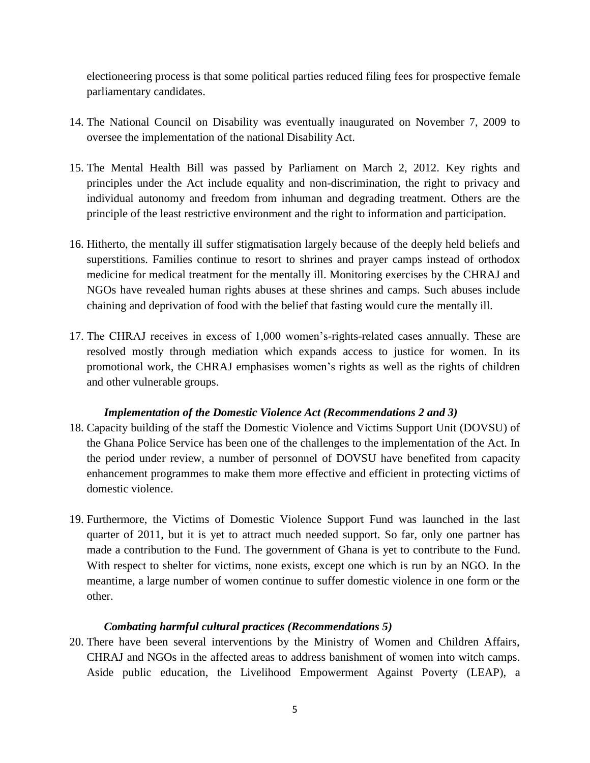electioneering process is that some political parties reduced filing fees for prospective female parliamentary candidates.

14. The National Council on Disability was eventually inaugurated on November 7, 2009 to oversee the implementation of the national Disability Act.

15. The Mental Health Bill was passed by Parliament on March 2, 2012. Key rights and principles under the Act include equality and non-discrimination, the right to privacy and individual autonomy and freedom from inhuman and degrading treatment. Others are the principle of the least restrictive environment and the right to information and participation.

16. Hitherto, the mentally ill suffer stigmatisation largely because of the deeply held beliefs and superstitions. Families continue to resort to shrines and prayer camps instead of orthodox medicine for medical treatment for the mentally ill. Monitoring exercises by the CHRAJ and NGOs have revealed human rights abuses at these shrines and camps. Such abuses include chaining and deprivation of food with the belief that fasting would cure the mentally ill.

17. The CHRAJ receives in excess of 1,000 women's-rights-related cases annually. These are resolved mostly through mediation which expands access to justice for women. In its promotional work, the CHRAJ emphasises women's rights as well as the rights of children and other vulnerable groups.

***Implementation of the Domestic Violence Act (Recommendations 2 and 3)***

18. Capacity building of the staff the Domestic Violence and Victims Support Unit (DOVSU) of the Ghana Police Service has been one of the challenges to the implementation of the Act. In the period under review, a number of personnel of DOVSU have benefited from capacity enhancement programmes to make them more effective and efficient in protecting victims of domestic violence.

19. Furthermore, the Victims of Domestic Violence Support Fund was launched in the last quarter of 2011, but it is yet to attract much needed support. So far, only one partner has made a contribution to the Fund. The government of Ghana is yet to contribute to the Fund. With respect to shelter for victims, none exists, except one which is run by an NGO. In the meantime, a large number of women continue to suffer domestic violence in one form or the other.

***Combating harmful cultural practices (Recommendations 5)***

20. There have been several interventions by the Ministry of Women and Children Affairs, CHRAJ and NGOs in the affected areas to address banishment of women into witch camps. Aside public education, the Livelihood Empowerment Against Poverty (LEAP), a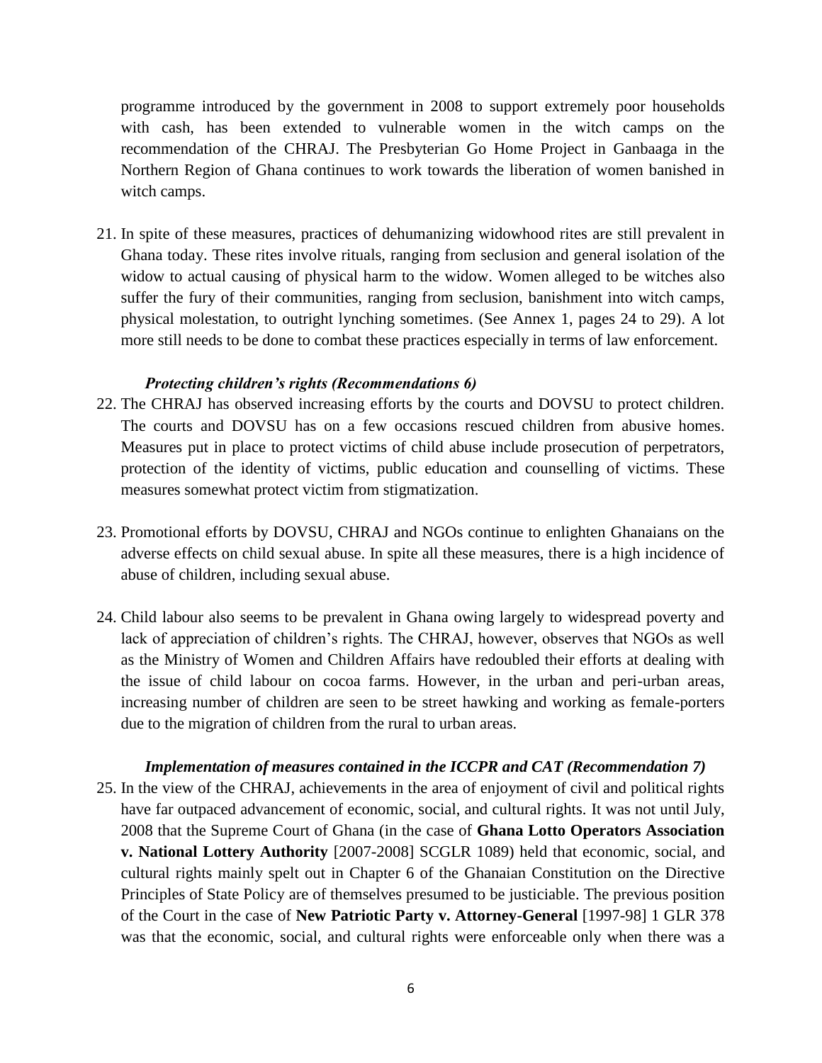programme introduced by the government in 2008 to support extremely poor households with cash, has been extended to vulnerable women in the witch camps on the recommendation of the CHRAJ. The Presbyterian Go Home Project in Ganbaaga in the Northern Region of Ghana continues to work towards the liberation of women banished in witch camps.

21. In spite of these measures, practices of dehumanizing widowhood rites are still prevalent in Ghana today. These rites involve rituals, ranging from seclusion and general isolation of the widow to actual causing of physical harm to the widow. Women alleged to be witches also suffer the fury of their communities, ranging from seclusion, banishment into witch camps, physical molestation, to outright lynching sometimes. (See Annex 1, pages 24 to 29). A lot more still needs to be done to combat these practices especially in terms of law enforcement.

***Protecting children's rights (Recommendations 6)***

22. The CHRAJ has observed increasing efforts by the courts and DOVSU to protect children. The courts and DOVSU has on a few occasions rescued children from abusive homes. Measures put in place to protect victims of child abuse include prosecution of perpetrators, protection of the identity of victims, public education and counselling of victims. These measures somewhat protect victim from stigmatization.

23. Promotional efforts by DOVSU, CHRAJ and NGOs continue to enlighten Ghanaians on the adverse effects on child sexual abuse. In spite all these measures, there is a high incidence of abuse of children, including sexual abuse.

24. Child labour also seems to be prevalent in Ghana owing largely to widespread poverty and lack of appreciation of children's rights. The CHRAJ, however, observes that NGOs as well as the Ministry of Women and Children Affairs have redoubled their efforts at dealing with the issue of child labour on cocoa farms. However, in the urban and peri-urban areas, increasing number of children are seen to be street hawking and working as female-porters due to the migration of children from the rural to urban areas.

***Implementation of measures contained in the ICCPR and CAT (Recommendation 7)***

25. In the view of the CHRAJ, achievements in the area of enjoyment of civil and political rights have far outpaced advancement of economic, social, and cultural rights. It was not until July, 2008 that the Supreme Court of Ghana (in the case of **Ghana Lotto Operators Association v. National Lottery Authority** [2007-2008] SCGLR 1089) held that economic, social, and cultural rights mainly spelt out in Chapter 6 of the Ghanaian Constitution on the Directive Principles of State Policy are of themselves presumed to be justiciable. The previous position of the Court in the case of **New Patriotic Party v. Attorney-General** [1997-98] 1 GLR 378 was that the economic, social, and cultural rights were enforceable only when there was a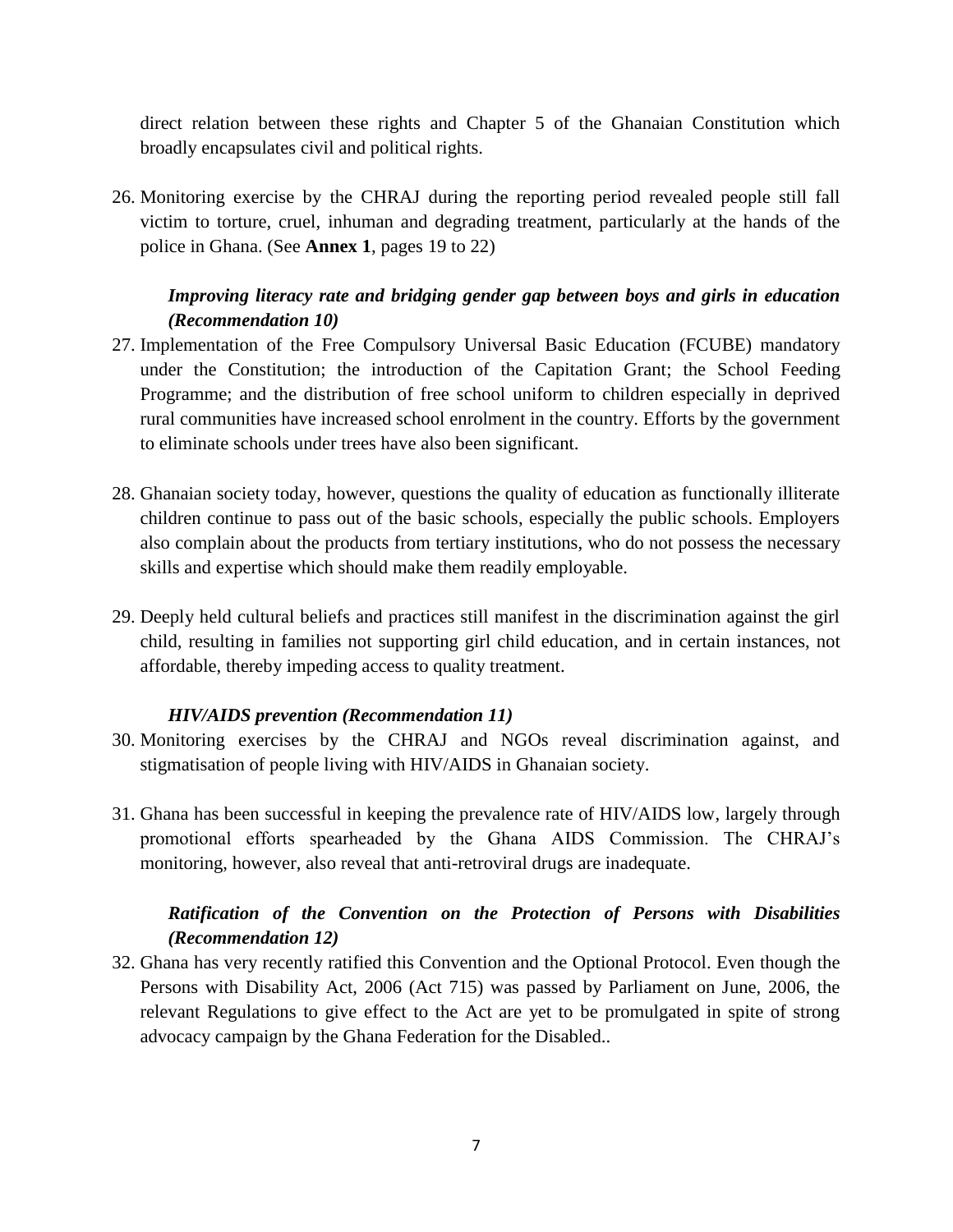direct relation between these rights and Chapter 5 of the Ghanaian Constitution which broadly encapsulates civil and political rights.

26. Monitoring exercise by the CHRAJ during the reporting period revealed people still fall victim to torture, cruel, inhuman and degrading treatment, particularly at the hands of the police in Ghana. (See **Annex 1**, pages 19 to 22)

***Improving literacy rate and bridging gender gap between boys and girls in education (Recommendation 10)***

27. Implementation of the Free Compulsory Universal Basic Education (FCUBE) mandatory under the Constitution; the introduction of the Capitation Grant; the School Feeding Programme; and the distribution of free school uniform to children especially in deprived rural communities have increased school enrolment in the country. Efforts by the government to eliminate schools under trees have also been significant.

28. Ghanaian society today, however, questions the quality of education as functionally illiterate children continue to pass out of the basic schools, especially the public schools. Employers also complain about the products from tertiary institutions, who do not possess the necessary skills and expertise which should make them readily employable.

29. Deeply held cultural beliefs and practices still manifest in the discrimination against the girl child, resulting in families not supporting girl child education, and in certain instances, not affordable, thereby impeding access to quality treatment.

***HIV/AIDS prevention (Recommendation 11)***

30. Monitoring exercises by the CHRAJ and NGOs reveal discrimination against, and stigmatisation of people living with HIV/AIDS in Ghanaian society.

31. Ghana has been successful in keeping the prevalence rate of HIV/AIDS low, largely through promotional efforts spearheaded by the Ghana AIDS Commission. The CHRAJ's monitoring, however, also reveal that anti-retroviral drugs are inadequate.

***Ratification of the Convention on the Protection of Persons with Disabilities (Recommendation 12)***

32. Ghana has very recently ratified this Convention and the Optional Protocol. Even though the Persons with Disability Act, 2006 (Act 715) was passed by Parliament on June, 2006, the relevant Regulations to give effect to the Act are yet to be promulgated in spite of strong advocacy campaign by the Ghana Federation for the Disabled..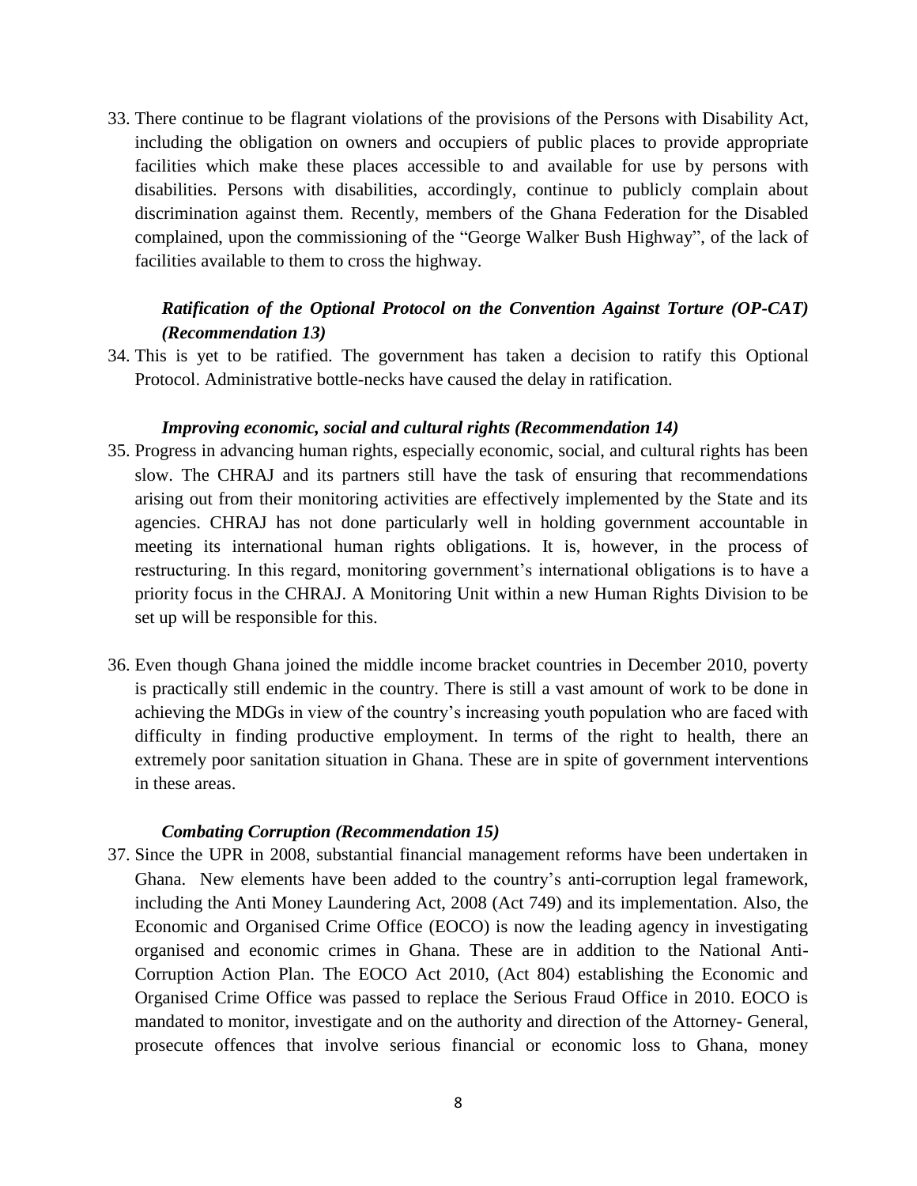33. There continue to be flagrant violations of the provisions of the Persons with Disability Act, including the obligation on owners and occupiers of public places to provide appropriate facilities which make these places accessible to and available for use by persons with disabilities. Persons with disabilities, accordingly, continue to publicly complain about discrimination against them. Recently, members of the Ghana Federation for the Disabled complained, upon the commissioning of the "George Walker Bush Highway", of the lack of facilities available to them to cross the highway.

***Ratification of the Optional Protocol on the Convention Against Torture (OP-CAT) (Recommendation 13)***

34. This is yet to be ratified. The government has taken a decision to ratify this Optional Protocol. Administrative bottle-necks have caused the delay in ratification.

***Improving economic, social and cultural rights (Recommendation 14)***

35. Progress in advancing human rights, especially economic, social, and cultural rights has been slow. The CHRAJ and its partners still have the task of ensuring that recommendations arising out from their monitoring activities are effectively implemented by the State and its agencies. CHRAJ has not done particularly well in holding government accountable in meeting its international human rights obligations. It is, however, in the process of restructuring. In this regard, monitoring government's international obligations is to have a priority focus in the CHRAJ. A Monitoring Unit within a new Human Rights Division to be set up will be responsible for this.

36. Even though Ghana joined the middle income bracket countries in December 2010, poverty is practically still endemic in the country. There is still a vast amount of work to be done in achieving the MDGs in view of the country's increasing youth population who are faced with difficulty in finding productive employment. In terms of the right to health, there an extremely poor sanitation situation in Ghana. These are in spite of government interventions in these areas.

***Combating Corruption (Recommendation 15)***

37. Since the UPR in 2008, substantial financial management reforms have been undertaken in Ghana. New elements have been added to the country's anti-corruption legal framework, including the Anti Money Laundering Act, 2008 (Act 749) and its implementation. Also, the Economic and Organised Crime Office (EOCO) is now the leading agency in investigating organised and economic crimes in Ghana. These are in addition to the National Anti-Corruption Action Plan. The EOCO Act 2010, (Act 804) establishing the Economic and Organised Crime Office was passed to replace the Serious Fraud Office in 2010. EOCO is mandated to monitor, investigate and on the authority and direction of the Attorney- General, prosecute offences that involve serious financial or economic loss to Ghana, money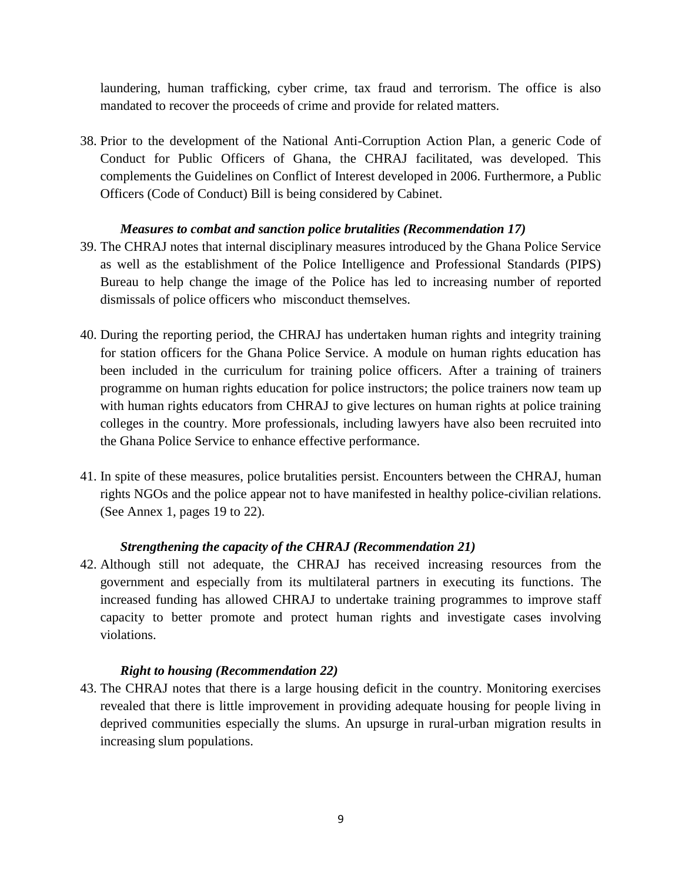laundering, human trafficking, cyber crime, tax fraud and terrorism. The office is also mandated to recover the proceeds of crime and provide for related matters.

38. Prior to the development of the National Anti-Corruption Action Plan, a generic Code of Conduct for Public Officers of Ghana, the CHRAJ facilitated, was developed. This complements the Guidelines on Conflict of Interest developed in 2006. Furthermore, a Public Officers (Code of Conduct) Bill is being considered by Cabinet.

***Measures to combat and sanction police brutalities (Recommendation 17)***

39. The CHRAJ notes that internal disciplinary measures introduced by the Ghana Police Service as well as the establishment of the Police Intelligence and Professional Standards (PIPS) Bureau to help change the image of the Police has led to increasing number of reported dismissals of police officers who misconduct themselves.

40. During the reporting period, the CHRAJ has undertaken human rights and integrity training for station officers for the Ghana Police Service. A module on human rights education has been included in the curriculum for training police officers. After a training of trainers programme on human rights education for police instructors; the police trainers now team up with human rights educators from CHRAJ to give lectures on human rights at police training colleges in the country. More professionals, including lawyers have also been recruited into the Ghana Police Service to enhance effective performance.

41. In spite of these measures, police brutalities persist. Encounters between the CHRAJ, human rights NGOs and the police appear not to have manifested in healthy police-civilian relations. (See Annex 1, pages 19 to 22).

***Strengthening the capacity of the CHRAJ (Recommendation 21)***

42. Although still not adequate, the CHRAJ has received increasing resources from the government and especially from its multilateral partners in executing its functions. The increased funding has allowed CHRAJ to undertake training programmes to improve staff capacity to better promote and protect human rights and investigate cases involving violations.

***Right to housing (Recommendation 22)***

43. The CHRAJ notes that there is a large housing deficit in the country. Monitoring exercises revealed that there is little improvement in providing adequate housing for people living in deprived communities especially the slums. An upsurge in rural-urban migration results in increasing slum populations.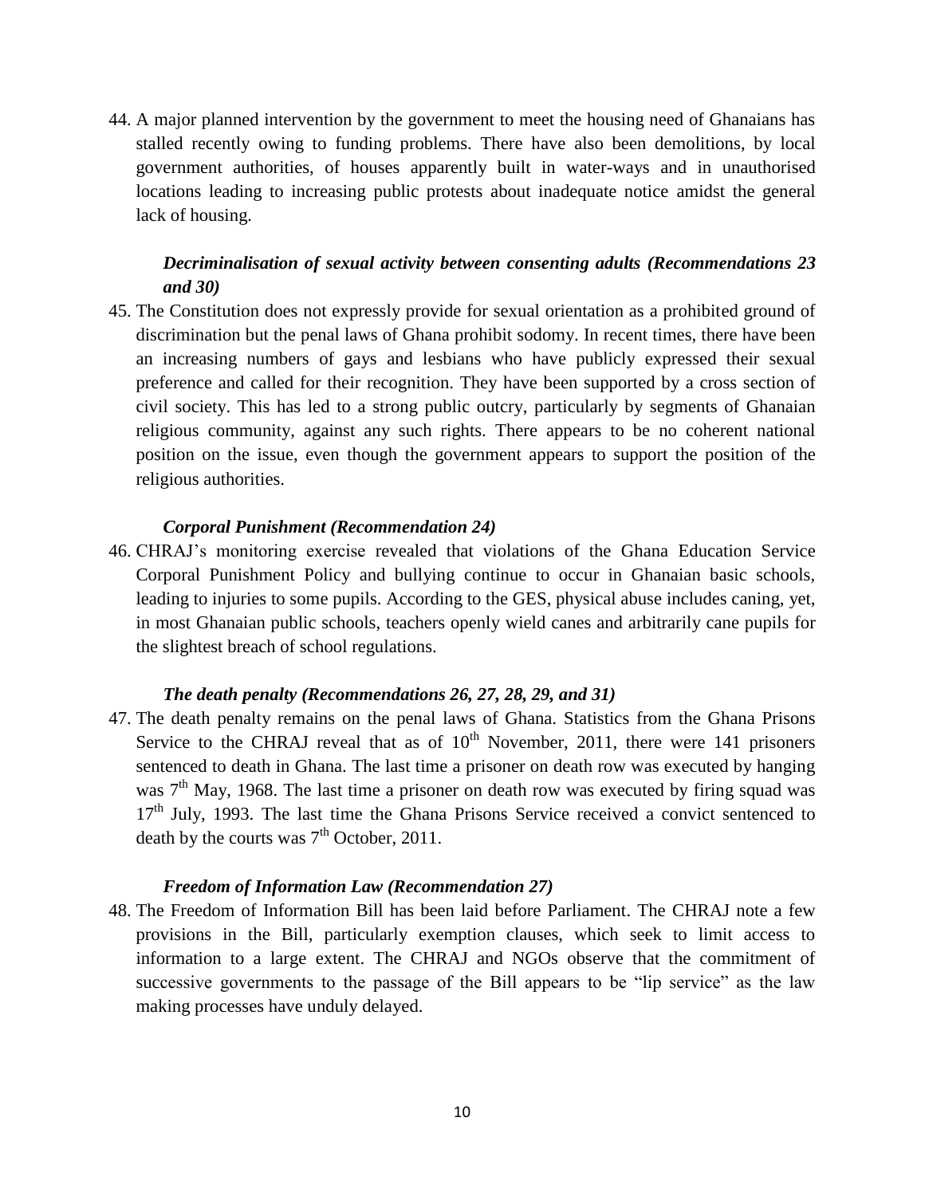44. A major planned intervention by the government to meet the housing need of Ghanaians has stalled recently owing to funding problems. There have also been demolitions, by local government authorities, of houses apparently built in water-ways and in unauthorised locations leading to increasing public protests about inadequate notice amidst the general lack of housing.

***Decriminalisation of sexual activity between consenting adults (Recommendations 23 and 30)***

45. The Constitution does not expressly provide for sexual orientation as a prohibited ground of discrimination but the penal laws of Ghana prohibit sodomy. In recent times, there have been an increasing numbers of gays and lesbians who have publicly expressed their sexual preference and called for their recognition. They have been supported by a cross section of civil society. This has led to a strong public outcry, particularly by segments of Ghanaian religious community, against any such rights. There appears to be no coherent national position on the issue, even though the government appears to support the position of the religious authorities.

***Corporal Punishment (Recommendation 24)***

46. CHRAJ's monitoring exercise revealed that violations of the Ghana Education Service Corporal Punishment Policy and bullying continue to occur in Ghanaian basic schools, leading to injuries to some pupils. According to the GES, physical abuse includes caning, yet, in most Ghanaian public schools, teachers openly wield canes and arbitrarily cane pupils for the slightest breach of school regulations.

***The death penalty (Recommendations 26, 27, 28, 29, and 31)***

47. The death penalty remains on the penal laws of Ghana. Statistics from the Ghana Prisons Service to the CHRAJ reveal that as of 10th November, 2011, there were 141 prisoners sentenced to death in Ghana. The last time a prisoner on death row was executed by hanging was 7th May, 1968. The last time a prisoner on death row was executed by firing squad was 17th July, 1993. The last time the Ghana Prisons Service received a convict sentenced to death by the courts was 7th October, 2011.

***Freedom of Information Law (Recommendation 27)***

48. The Freedom of Information Bill has been laid before Parliament. The CHRAJ note a few provisions in the Bill, particularly exemption clauses, which seek to limit access to information to a large extent. The CHRAJ and NGOs observe that the commitment of successive governments to the passage of the Bill appears to be "lip service" as the law making processes have unduly delayed.